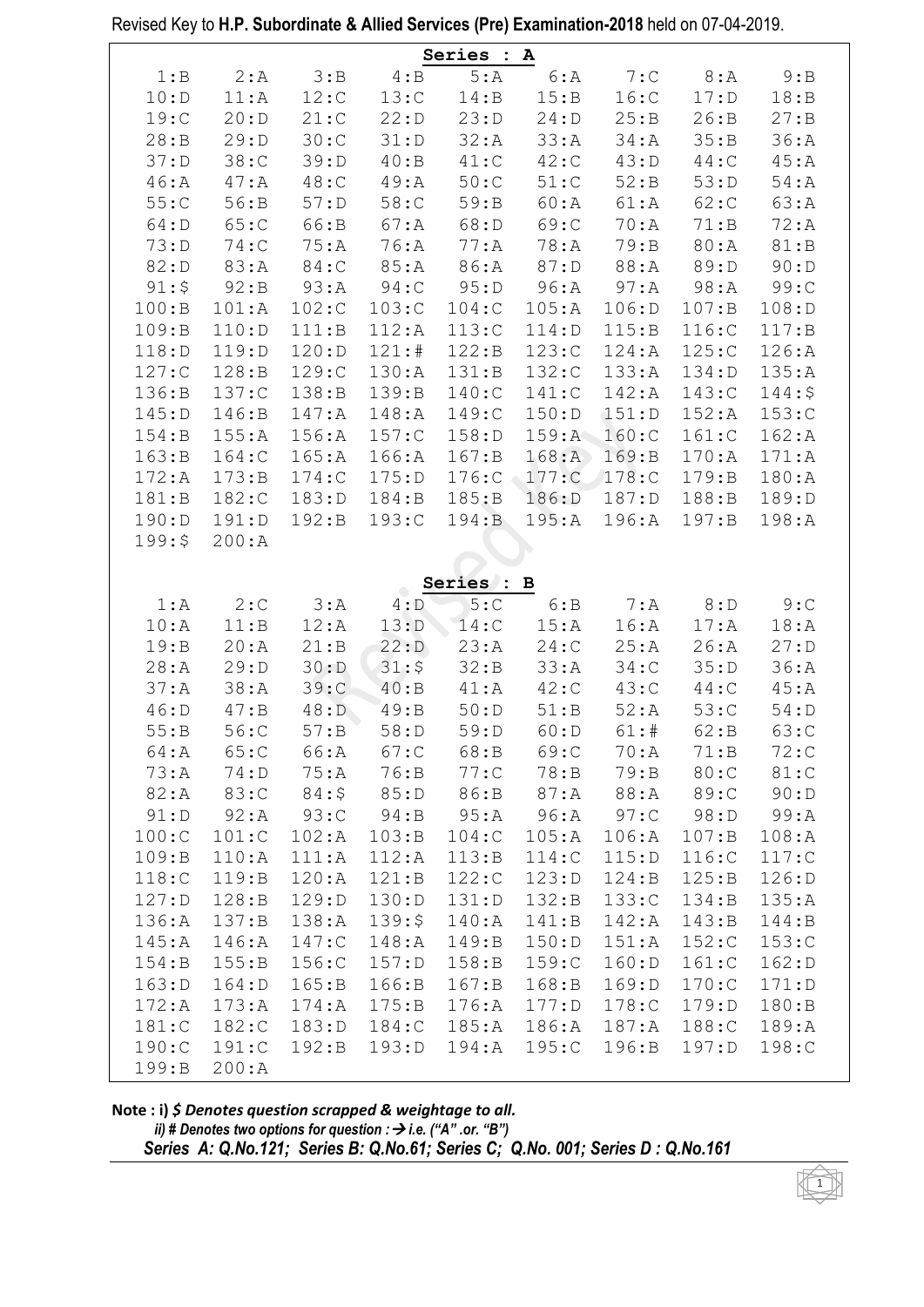Revised Key to **H.P. Subordinate & Allied Services (Pre) Examination-2018** held on 07-04-2019.

## Series : A

| | | | | | | | | |
|---|---|---|---|---|---|---|---|---|
| 1:B | 2:A | 3:B | 4:B | 5:A | 6:A | 7:C | 8:A | 9:B |
| 10:D | 11:A | 12:C | 13:C | 14:B | 15:B | 16:C | 17:D | 18:B |
| 19:C | 20:D | 21:C | 22:D | 23:D | 24:D | 25:B | 26:B | 27:B |
| 28:B | 29:D | 30:C | 31:D | 32:A | 33:A | 34:A | 35:B | 36:A |
| 37:D | 38:C | 39:D | 40:B | 41:C | 42:C | 43:D | 44:C | 45:A |
| 46:A | 47:A | 48:C | 49:A | 50:C | 51:C | 52:B | 53:D | 54:A |
| 55:C | 56:B | 57:D | 58:C | 59:B | 60:A | 61:A | 62:C | 63:A |
| 64:D | 65:C | 66:B | 67:A | 68:D | 69:C | 70:A | 71:B | 72:A |
| 73:D | 74:C | 75:A | 76:A | 77:A | 78:A | 79:B | 80:A | 81:B |
| 82:D | 83:A | 84:C | 85:A | 86:A | 87:D | 88:A | 89:D | 90:D |
| 91:$ | 92:B | 93:A | 94:C | 95:D | 96:A | 97:A | 98:A | 99:C |
| 100:B | 101:A | 102:C | 103:C | 104:C | 105:A | 106:D | 107:B | 108:D |
| 109:B | 110:D | 111:B | 112:A | 113:C | 114:D | 115:B | 116:C | 117:B |
| 118:D | 119:D | 120:D | 121:# | 122:B | 123:C | 124:A | 125:C | 126:A |
| 127:C | 128:B | 129:C | 130:A | 131:B | 132:C | 133:A | 134:D | 135:A |
| 136:B | 137:C | 138:B | 139:B | 140:C | 141:C | 142:A | 143:C | 144:$ |
| 145:D | 146:B | 147:A | 148:A | 149:C | 150:D | 151:D | 152:A | 153:C |
| 154:B | 155:A | 156:A | 157:C | 158:D | 159:A | 160:C | 161:C | 162:A |
| 163:B | 164:C | 165:A | 166:A | 167:B | 168:A | 169:B | 170:A | 171:A |
| 172:A | 173:B | 174:C | 175:D | 176:C | 177:C | 178:C | 179:B | 180:A |
| 181:B | 182:C | 183:D | 184:B | 185:B | 186:D | 187:D | 188:B | 189:D |
| 190:D | 191:D | 192:B | 193:C | 194:B | 195:A | 196:A | 197:B | 198:A |
| 199:$ | 200:A | | | | | | | |

## Series : B

| | | | | | | | | |
|---|---|---|---|---|---|---|---|---|
| 1:A | 2:C | 3:A | 4:D | 5:C | 6:B | 7:A | 8:D | 9:C |
| 10:A | 11:B | 12:A | 13:D | 14:C | 15:A | 16:A | 17:A | 18:A |
| 19:B | 20:A | 21:B | 22:D | 23:A | 24:C | 25:A | 26:A | 27:D |
| 28:A | 29:D | 30:D | 31:$ | 32:B | 33:A | 34:C | 35:D | 36:A |
| 37:A | 38:A | 39:C | 40:B | 41:A | 42:C | 43:C | 44:C | 45:A |
| 46:D | 47:B | 48:D | 49:B | 50:D | 51:B | 52:A | 53:C | 54:D |
| 55:B | 56:C | 57:B | 58:D | 59:D | 60:D | 61:# | 62:B | 63:C |
| 64:A | 65:C | 66:A | 67:C | 68:B | 69:C | 70:A | 71:B | 72:C |
| 73:A | 74:D | 75:A | 76:B | 77:C | 78:B | 79:B | 80:C | 81:C |
| 82:A | 83:C | 84:$ | 85:D | 86:B | 87:A | 88:A | 89:C | 90:D |
| 91:D | 92:A | 93:C | 94:B | 95:A | 96:A | 97:C | 98:D | 99:A |
| 100:C | 101:C | 102:A | 103:B | 104:C | 105:A | 106:A | 107:B | 108:A |
| 109:B | 110:A | 111:A | 112:A | 113:B | 114:C | 115:D | 116:C | 117:C |
| 118:C | 119:B | 120:A | 121:B | 122:C | 123:D | 124:B | 125:B | 126:D |
| 127:D | 128:B | 129:D | 130:D | 131:D | 132:B | 133:C | 134:B | 135:A |
| 136:A | 137:B | 138:A | 139:$ | 140:A | 141:B | 142:A | 143:B | 144:B |
| 145:A | 146:A | 147:C | 148:A | 149:B | 150:D | 151:A | 152:C | 153:C |
| 154:B | 155:B | 156:C | 157:D | 158:B | 159:C | 160:D | 161:C | 162:D |
| 163:D | 164:D | 165:B | 166:B | 167:B | 168:B | 169:D | 170:C | 171:D |
| 172:A | 173:A | 174:A | 175:B | 176:A | 177:D | 178:C | 179:D | 180:B |
| 181:C | 182:C | 183:D | 184:C | 185:A | 186:A | 187:A | 188:C | 189:A |
| 190:C | 191:C | 192:B | 193:D | 194:A | 195:C | 196:B | 197:D | 198:C |
| 199:B | 200:A | | | | | | | |

**Note : i)** ***$ Denotes question scrapped & weightage to all.***

***ii) # Denotes two options for question : → i.e. ("A" .or. "B")***

***Series A: Q.No.121; Series B: Q.No.61; Series C; Q.No. 001; Series D : Q.No.161***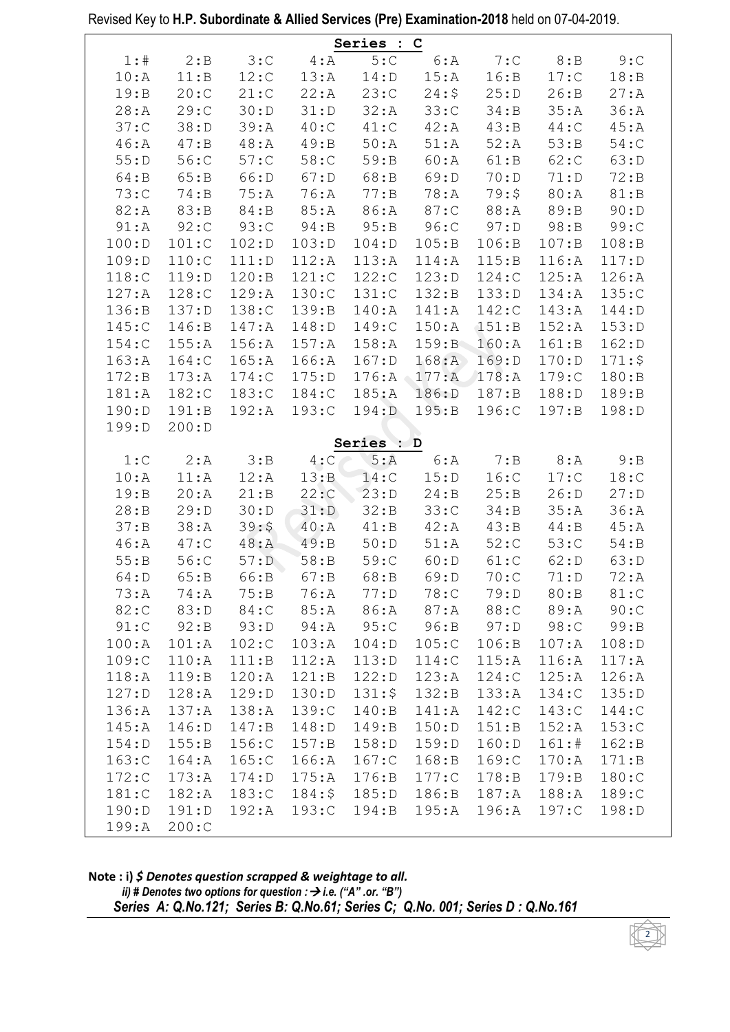Revised Key to **H.P. Subordinate & Allied Services (Pre) Examination-2018** held on 07-04-2019.

**Series : C**

| | | | | | | | | |
|---|---|---|---|---|---|---|---|---|
| 1:# | 2:B | 3:C | 4:A | 5:C | 6:A | 7:C | 8:B | 9:C |
| 10:A | 11:B | 12:C | 13:A | 14:D | 15:A | 16:B | 17:C | 18:B |
| 19:B | 20:C | 21:C | 22:A | 23:C | 24:$ | 25:D | 26:B | 27:A |
| 28:A | 29:C | 30:D | 31:D | 32:A | 33:C | 34:B | 35:A | 36:A |
| 37:C | 38:D | 39:A | 40:C | 41:C | 42:A | 43:B | 44:C | 45:A |
| 46:A | 47:B | 48:A | 49:B | 50:A | 51:A | 52:A | 53:B | 54:C |
| 55:D | 56:C | 57:C | 58:C | 59:B | 60:A | 61:B | 62:C | 63:D |
| 64:B | 65:B | 66:D | 67:D | 68:B | 69:D | 70:D | 71:D | 72:B |
| 73:C | 74:B | 75:A | 76:A | 77:B | 78:A | 79:$ | 80:A | 81:B |
| 82:A | 83:B | 84:B | 85:A | 86:A | 87:C | 88:A | 89:B | 90:D |
| 91:A | 92:C | 93:C | 94:B | 95:B | 96:C | 97:D | 98:B | 99:C |
| 100:D | 101:C | 102:D | 103:D | 104:D | 105:B | 106:B | 107:B | 108:B |
| 109:D | 110:C | 111:D | 112:A | 113:A | 114:A | 115:B | 116:A | 117:D |
| 118:C | 119:D | 120:B | 121:C | 122:C | 123:D | 124:C | 125:A | 126:A |
| 127:A | 128:C | 129:A | 130:C | 131:C | 132:B | 133:D | 134:A | 135:C |
| 136:B | 137:D | 138:C | 139:B | 140:A | 141:A | 142:C | 143:A | 144:D |
| 145:C | 146:B | 147:A | 148:D | 149:C | 150:A | 151:B | 152:A | 153:D |
| 154:C | 155:A | 156:A | 157:A | 158:A | 159:B | 160:A | 161:B | 162:D |
| 163:A | 164:C | 165:A | 166:A | 167:D | 168:A | 169:D | 170:D | 171:$ |
| 172:B | 173:A | 174:C | 175:D | 176:A | 177:A | 178:A | 179:C | 180:B |
| 181:A | 182:C | 183:C | 184:C | 185:A | 186:D | 187:B | 188:D | 189:B |
| 190:D | 191:B | 192:A | 193:C | 194:D | 195:B | 196:C | 197:B | 198:D |
| 199:D | 200:D | | | | | | | |

**Series : D**

| | | | | | | | | |
|---|---|---|---|---|---|---|---|---|
| 1:C | 2:A | 3:B | 4:C | 5:A | 6:A | 7:B | 8:A | 9:B |
| 10:A | 11:A | 12:A | 13:B | 14:C | 15:D | 16:C | 17:C | 18:C |
| 19:B | 20:A | 21:B | 22:C | 23:D | 24:B | 25:B | 26:D | 27:D |
| 28:B | 29:D | 30:D | 31:D | 32:B | 33:C | 34:B | 35:A | 36:A |
| 37:B | 38:A | 39:$ | 40:A | 41:B | 42:A | 43:B | 44:B | 45:A |
| 46:A | 47:C | 48:A | 49:B | 50:D | 51:A | 52:C | 53:C | 54:B |
| 55:B | 56:C | 57:D | 58:B | 59:C | 60:D | 61:C | 62:D | 63:D |
| 64:D | 65:B | 66:B | 67:B | 68:B | 69:D | 70:C | 71:D | 72:A |
| 73:A | 74:A | 75:B | 76:A | 77:D | 78:C | 79:D | 80:B | 81:C |
| 82:C | 83:D | 84:C | 85:A | 86:A | 87:A | 88:C | 89:A | 90:C |
| 91:C | 92:B | 93:D | 94:A | 95:C | 96:B | 97:D | 98:C | 99:B |
| 100:A | 101:A | 102:C | 103:A | 104:D | 105:C | 106:B | 107:A | 108:D |
| 109:C | 110:A | 111:B | 112:A | 113:D | 114:C | 115:A | 116:A | 117:A |
| 118:A | 119:B | 120:A | 121:B | 122:D | 123:A | 124:C | 125:A | 126:A |
| 127:D | 128:A | 129:D | 130:D | 131:$ | 132:B | 133:A | 134:C | 135:D |
| 136:A | 137:A | 138:A | 139:C | 140:B | 141:A | 142:C | 143:C | 144:C |
| 145:A | 146:D | 147:B | 148:D | 149:B | 150:D | 151:B | 152:A | 153:C |
| 154:D | 155:B | 156:C | 157:B | 158:D | 159:D | 160:D | 161:# | 162:B |
| 163:C | 164:A | 165:C | 166:A | 167:C | 168:B | 169:C | 170:A | 171:B |
| 172:C | 173:A | 174:D | 175:A | 176:B | 177:C | 178:B | 179:B | 180:C |
| 181:C | 182:A | 183:C | 184:$ | 185:D | 186:B | 187:A | 188:A | 189:C |
| 190:D | 191:D | 192:A | 193:C | 194:B | 195:A | 196:A | 197:C | 198:D |
| 199:A | 200:C | | | | | | | |

**Note : i)** ***$ Denotes question scrapped & weightage to all.***

***ii) # Denotes two options for question : → i.e. ("A" .or. "B")***

***Series A: Q.No.121; Series B: Q.No.61; Series C; Q.No. 001; Series D : Q.No.161***